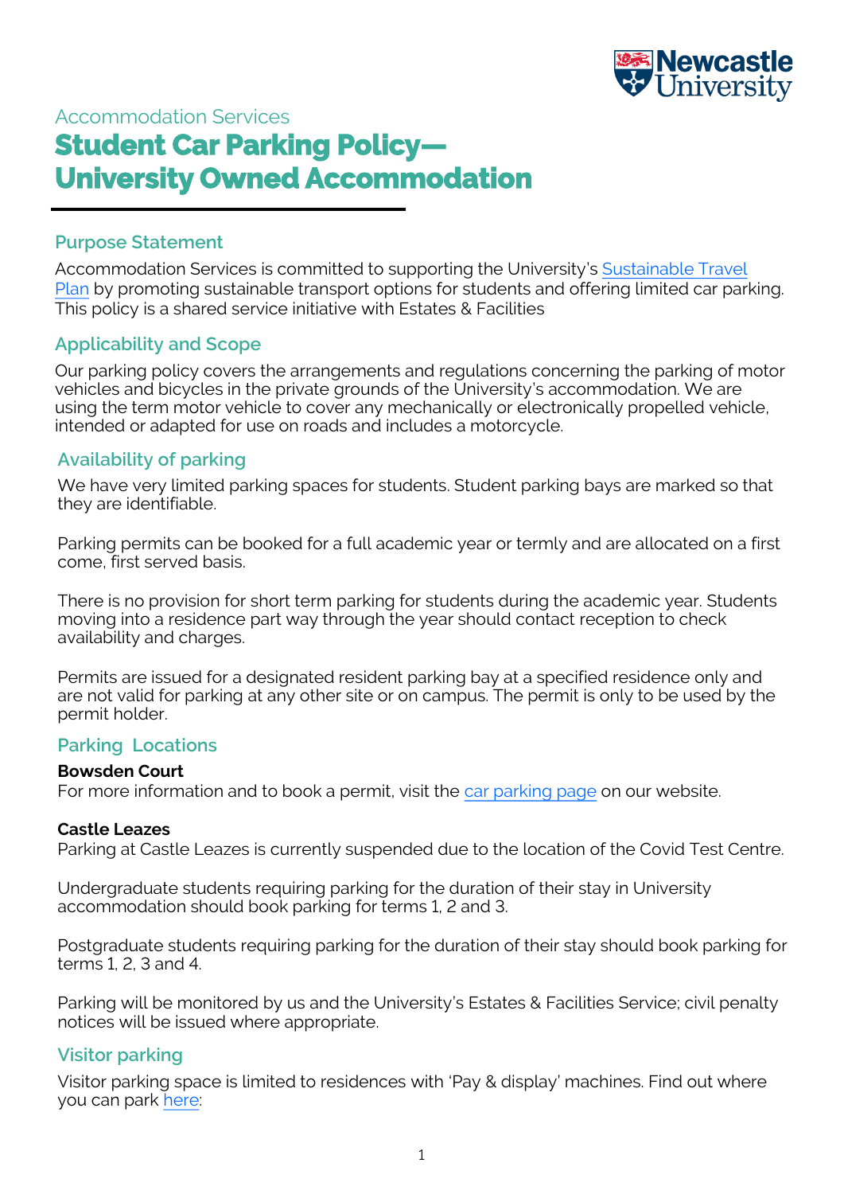Accommodation Services

# Student Car Parking Policy— University Owned Accommodation

## Purpose Statement

Accommodation Services is committed to supporting the University's [Sustainable Travel Plan](#) by promoting sustainable transport options for students and offering limited car parking. This policy is a shared service initiative with Estates & Facilities

## Applicability and Scope

Our parking policy covers the arrangements and regulations concerning the parking of motor vehicles and bicycles in the private grounds of the University's accommodation. We are using the term motor vehicle to cover any mechanically or electronically propelled vehicle, intended or adapted for use on roads and includes a motorcycle.

## Availability of parking

We have very limited parking spaces for students. Student parking bays are marked so that they are identifiable.

Parking permits can be booked for a full academic year or termly and are allocated on a first come, first served basis.

There is no provision for short term parking for students during the academic year. Students moving into a residence part way through the year should contact reception to check availability and charges.

Permits are issued for a designated resident parking bay at a specified residence only and are not valid for parking at any other site or on campus. The permit is only to be used by the permit holder.

## Parking Locations

**Bowsden Court**
For more information and to book a permit, visit the [car parking page](#) on our website.

**Castle Leazes**
Parking at Castle Leazes is currently suspended due to the location of the Covid Test Centre.

Undergraduate students requiring parking for the duration of their stay in University accommodation should book parking for terms 1, 2 and 3.

Postgraduate students requiring parking for the duration of their stay should book parking for terms 1, 2, 3 and 4.

Parking will be monitored by us and the University's Estates & Facilities Service; civil penalty notices will be issued where appropriate.

## Visitor parking

Visitor parking space is limited to residences with 'Pay & display' machines. Find out where you can park [here](#):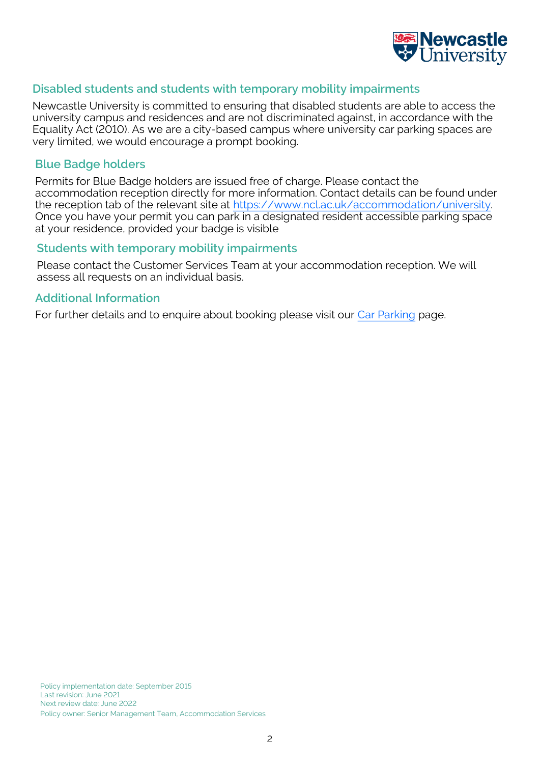## Disabled students and students with temporary mobility impairments

Newcastle University is committed to ensuring that disabled students are able to access the university campus and residences and are not discriminated against, in accordance with the Equality Act (2010). As we are a city-based campus where university car parking spaces are very limited, we would encourage a prompt booking.

### Blue Badge holders

Permits for Blue Badge holders are issued free of charge. Please contact the accommodation reception directly for more information. Contact details can be found under the reception tab of the relevant site at [https://www.ncl.ac.uk/accommodation/university](https://www.ncl.ac.uk/accommodation/university). Once you have your permit you can park in a designated resident accessible parking space at your residence, provided your badge is visible

### Students with temporary mobility impairments

Please contact the Customer Services Team at your accommodation reception. We will assess all requests on an individual basis.

### Additional Information

For further details and to enquire about booking please visit our Car Parking page.

Policy implementation date: September 2015
Last revision: June 2021
Next review date: June 2022
Policy owner: Senior Management Team, Accommodation Services